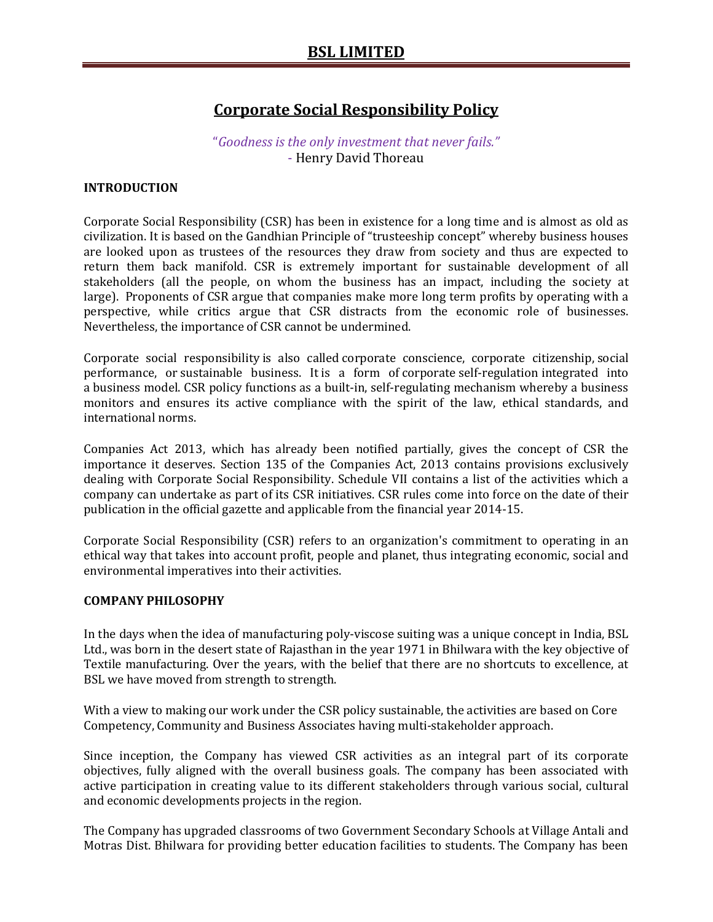# BSL LIMITED

## Corporate Social Responsibility Policy

*"Goodness is the only investment that never fails."*
\- Henry David Thoreau

**INTRODUCTION**

Corporate Social Responsibility (CSR) has been in existence for a long time and is almost as old as civilization. It is based on the Gandhian Principle of "trusteeship concept" whereby business houses are looked upon as trustees of the resources they draw from society and thus are expected to return them back manifold. CSR is extremely important for sustainable development of all stakeholders (all the people, on whom the business has an impact, including the society at large). Proponents of CSR argue that companies make more long term profits by operating with a perspective, while critics argue that CSR distracts from the economic role of businesses. Nevertheless, the importance of CSR cannot be undermined.

Corporate social responsibility is also called corporate conscience, corporate citizenship, social performance, or sustainable business. It is a form of corporate self-regulation integrated into a business model. CSR policy functions as a built-in, self-regulating mechanism whereby a business monitors and ensures its active compliance with the spirit of the law, ethical standards, and international norms.

Companies Act 2013, which has already been notified partially, gives the concept of CSR the importance it deserves. Section 135 of the Companies Act, 2013 contains provisions exclusively dealing with Corporate Social Responsibility. Schedule VII contains a list of the activities which a company can undertake as part of its CSR initiatives. CSR rules come into force on the date of their publication in the official gazette and applicable from the financial year 2014-15.

Corporate Social Responsibility (CSR) refers to an organization's commitment to operating in an ethical way that takes into account profit, people and planet, thus integrating economic, social and environmental imperatives into their activities.

**COMPANY PHILOSOPHY**

In the days when the idea of manufacturing poly-viscose suiting was a unique concept in India, BSL Ltd., was born in the desert state of Rajasthan in the year 1971 in Bhilwara with the key objective of Textile manufacturing. Over the years, with the belief that there are no shortcuts to excellence, at BSL we have moved from strength to strength.

With a view to making our work under the CSR policy sustainable, the activities are based on Core Competency, Community and Business Associates having multi-stakeholder approach.

Since inception, the Company has viewed CSR activities as an integral part of its corporate objectives, fully aligned with the overall business goals. The company has been associated with active participation in creating value to its different stakeholders through various social, cultural and economic developments projects in the region.

The Company has upgraded classrooms of two Government Secondary Schools at Village Antali and Motras Dist. Bhilwara for providing better education facilities to students. The Company has been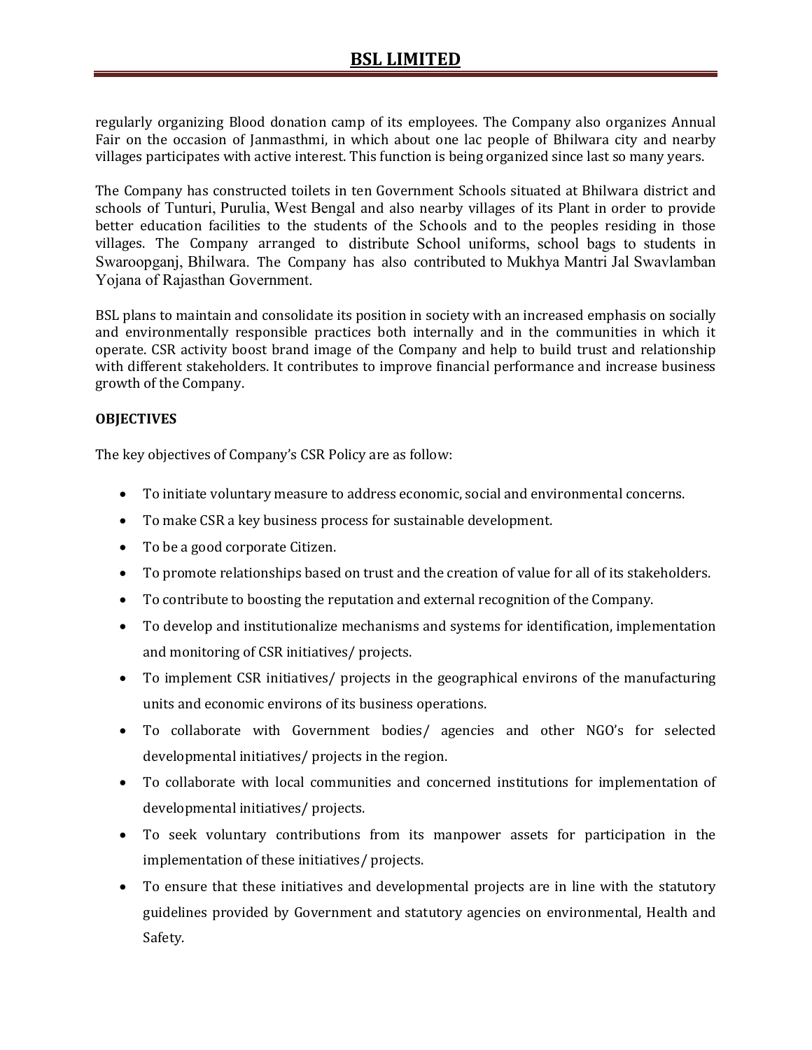regularly organizing Blood donation camp of its employees. The Company also organizes Annual Fair on the occasion of Janmasthmi, in which about one lac people of Bhilwara city and nearby villages participates with active interest. This function is being organized since last so many years.

The Company has constructed toilets in ten Government Schools situated at Bhilwara district and schools of Tunturi, Purulia, West Bengal and also nearby villages of its Plant in order to provide better education facilities to the students of the Schools and to the peoples residing in those villages. The Company arranged to distribute School uniforms, school bags to students in Swaroopganj, Bhilwara. The Company has also contributed to Mukhya Mantri Jal Swavlamban Yojana of Rajasthan Government.

BSL plans to maintain and consolidate its position in society with an increased emphasis on socially and environmentally responsible practices both internally and in the communities in which it operate. CSR activity boost brand image of the Company and help to build trust and relationship with different stakeholders. It contributes to improve financial performance and increase business growth of the Company.

**OBJECTIVES**

The key objectives of Company's CSR Policy are as follow:

- To initiate voluntary measure to address economic, social and environmental concerns.
- To make CSR a key business process for sustainable development.
- To be a good corporate Citizen.
- To promote relationships based on trust and the creation of value for all of its stakeholders.
- To contribute to boosting the reputation and external recognition of the Company.
- To develop and institutionalize mechanisms and systems for identification, implementation and monitoring of CSR initiatives/ projects.
- To implement CSR initiatives/ projects in the geographical environs of the manufacturing units and economic environs of its business operations.
- To collaborate with Government bodies/ agencies and other NGO's for selected developmental initiatives/ projects in the region.
- To collaborate with local communities and concerned institutions for implementation of developmental initiatives/ projects.
- To seek voluntary contributions from its manpower assets for participation in the implementation of these initiatives/ projects.
- To ensure that these initiatives and developmental projects are in line with the statutory guidelines provided by Government and statutory agencies on environmental, Health and Safety.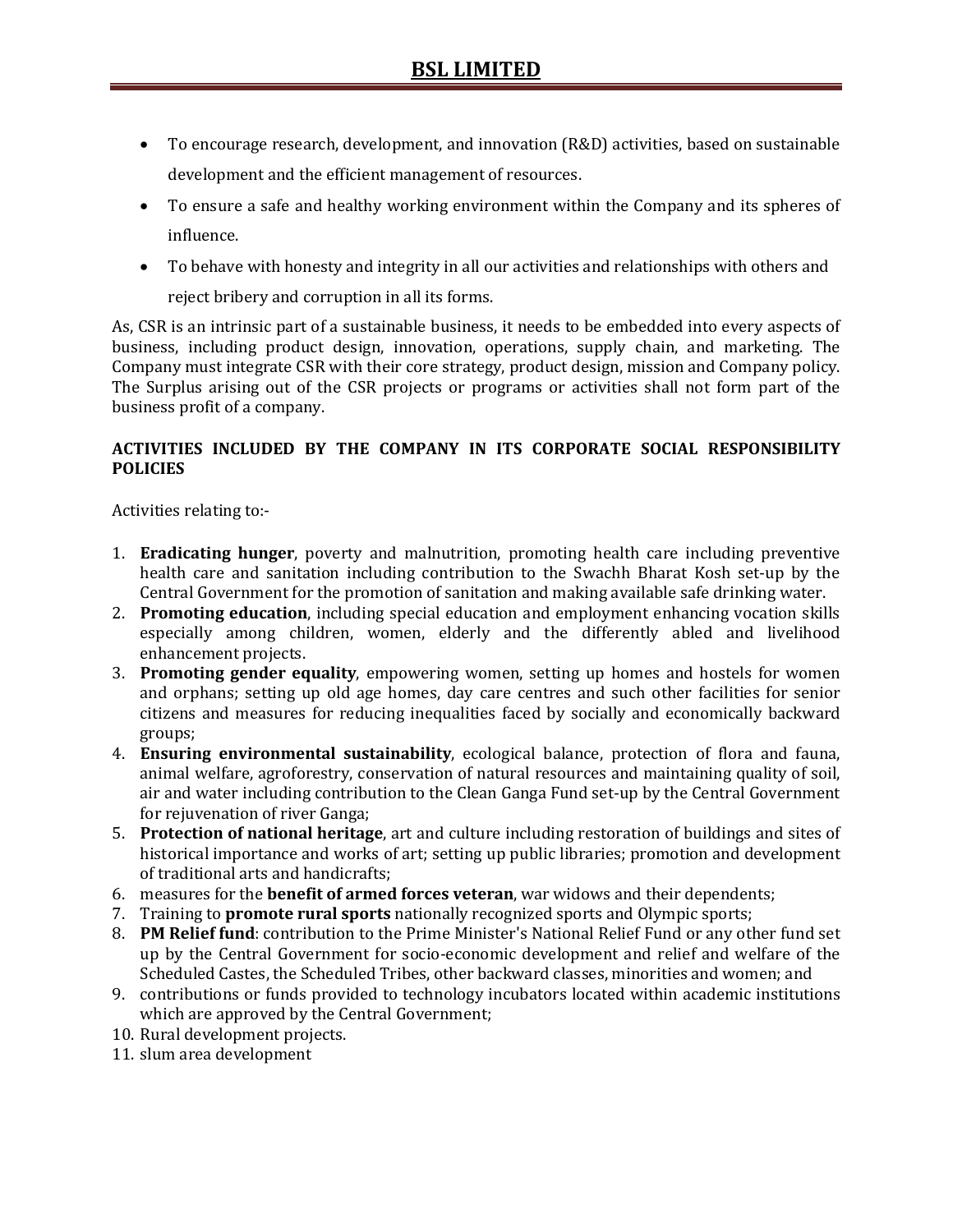- To encourage research, development, and innovation (R&D) activities, based on sustainable development and the efficient management of resources.
- To ensure a safe and healthy working environment within the Company and its spheres of influence.
- To behave with honesty and integrity in all our activities and relationships with others and reject bribery and corruption in all its forms.

As, CSR is an intrinsic part of a sustainable business, it needs to be embedded into every aspects of business, including product design, innovation, operations, supply chain, and marketing. The Company must integrate CSR with their core strategy, product design, mission and Company policy. The Surplus arising out of the CSR projects or programs or activities shall not form part of the business profit of a company.

**ACTIVITIES INCLUDED BY THE COMPANY IN ITS CORPORATE SOCIAL RESPONSIBILITY POLICIES**

Activities relating to:-

1. **Eradicating hunger**, poverty and malnutrition, promoting health care including preventive health care and sanitation including contribution to the Swachh Bharat Kosh set-up by the Central Government for the promotion of sanitation and making available safe drinking water.
2. **Promoting education**, including special education and employment enhancing vocation skills especially among children, women, elderly and the differently abled and livelihood enhancement projects.
3. **Promoting gender equality**, empowering women, setting up homes and hostels for women and orphans; setting up old age homes, day care centres and such other facilities for senior citizens and measures for reducing inequalities faced by socially and economically backward groups;
4. **Ensuring environmental sustainability**, ecological balance, protection of flora and fauna, animal welfare, agroforestry, conservation of natural resources and maintaining quality of soil, air and water including contribution to the Clean Ganga Fund set-up by the Central Government for rejuvenation of river Ganga;
5. **Protection of national heritage**, art and culture including restoration of buildings and sites of historical importance and works of art; setting up public libraries; promotion and development of traditional arts and handicrafts;
6. measures for the **benefit of armed forces veteran**, war widows and their dependents;
7. Training to **promote rural sports** nationally recognized sports and Olympic sports;
8. **PM Relief fund**: contribution to the Prime Minister's National Relief Fund or any other fund set up by the Central Government for socio-economic development and relief and welfare of the Scheduled Castes, the Scheduled Tribes, other backward classes, minorities and women; and
9. contributions or funds provided to technology incubators located within academic institutions which are approved by the Central Government;
10. Rural development projects.
11. slum area development